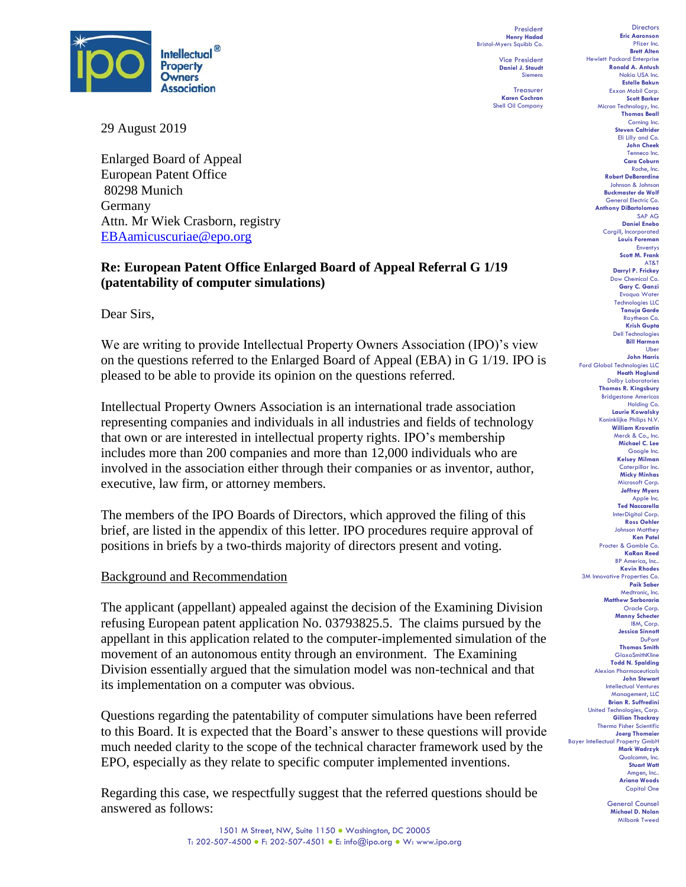Intellectual Property Owners Association®

President
**Henry Hadad**
Bristol-Myers Squibb Co.

Vice President
**Daniel J. Staudt**
Siemens

Treasurer
**Karen Cochran**
Shell Oil Company

Directors
**Eric Aaronson**
Pfizer Inc.
**Brett Alten**
Hewlett Packard Enterprise
**Ronald A. Antush**
Nokia USA Inc.
**Estelle Bakun**
Exxon Mobil Corp.
**Scott Barker**
Micron Technology, Inc.
**Thomas Beall**
Corning Inc.
**Steven Caltrider**
Eli Lilly and Co.
**John Cheek**
Tenneco Inc.
**Cara Coburn**
Roche, Inc.
**Robert DeBerardine**
Johnson & Johnson
**Buckmaster de Wolf**
General Electric Co.
**Anthony DiBartolomeo**
SAP AG
**Daniel Enebo**
Cargill, Incorporated
**Louis Foreman**
Enventys
**Scott M. Frank**
AT&T
**Darryl P. Frickey**
Dow Chemical Co.
**Gary C. Ganzi**
Evoqua Water Technologies LLC
**Tanuja Garde**
Raytheon Co.
**Krish Gupta**
Dell Technologies
**Bill Harmon**
Uber
**John Harris**
Ford Global Technologies LLC
**Heath Hoglund**
Dolby Laboratories
**Thomas R. Kingsbury**
Bridgestone Americas Holding Co.
**Laurie Kowalsky**
Koninklijke Philips N.V.
**William Krovatin**
Merck & Co., Inc.
**Michael C. Lee**
Google Inc.
**Kelsey Milman**
Caterpillar Inc.
**Micky Minhas**
Microsoft Corp.
**Jeffrey Myers**
Apple Inc.
**Ted Naccarella**
InterDigital Corp.
**Ross Oehler**
Johnson Matthey
**Ken Patel**
Procter & Gamble Co.
**KaRan Reed**
BP America, Inc..
**Kevin Rhodes**
3M Innovative Properties Co.
**Paik Saber**
Medtronic, Inc.
**Matthew Sarboraria**
Oracle Corp.
**Manny Schecter**
IBM, Corp.
**Jessica Sinnott**
DuPont
**Thomas Smith**
GlaxoSmithKline
**Todd N. Spalding**
Alexion Pharmaceuticals
**John Stewart**
Intellectual Ventures Management, LLC
**Brian R. Suffredini**
United Technologies, Corp.
**Gillian Thackray**
Thermo Fisher Scientific
**Joerg Thomaier**
Bayer Intellectual Property GmbH
**Mark Wadrzyk**
Qualcomm, Inc.
**Stuart Watt**
Amgen, Inc..
**Ariana Woods**
Capital One

General Counsel
**Michael D. Nolan**
Milbank Tweed

29 August 2019

Enlarged Board of Appeal
European Patent Office
80298 Munich
Germany
Attn. Mr Wiek Crasborn, registry
EBAamicuscuriae@epo.org

**Re: European Patent Office Enlarged Board of Appeal Referral G 1/19 (patentability of computer simulations)**

Dear Sirs,

We are writing to provide Intellectual Property Owners Association (IPO)'s view on the questions referred to the Enlarged Board of Appeal (EBA) in G 1/19. IPO is pleased to be able to provide its opinion on the questions referred.

Intellectual Property Owners Association is an international trade association representing companies and individuals in all industries and fields of technology that own or are interested in intellectual property rights. IPO's membership includes more than 200 companies and more than 12,000 individuals who are involved in the association either through their companies or as inventor, author, executive, law firm, or attorney members.

The members of the IPO Boards of Directors, which approved the filing of this brief, are listed in the appendix of this letter. IPO procedures require approval of positions in briefs by a two-thirds majority of directors present and voting.

## Background and Recommendation

The applicant (appellant) appealed against the decision of the Examining Division refusing European patent application No. 03793825.5. The claims pursued by the appellant in this application related to the computer-implemented simulation of the movement of an autonomous entity through an environment. The Examining Division essentially argued that the simulation model was non-technical and that its implementation on a computer was obvious.

Questions regarding the patentability of computer simulations have been referred to this Board. It is expected that the Board's answer to these questions will provide much needed clarity to the scope of the technical character framework used by the EPO, especially as they relate to specific computer implemented inventions.

Regarding this case, we respectfully suggest that the referred questions should be answered as follows:

1501 M Street, NW, Suite 1150 • Washington, DC 20005
T: 202-507-4500 • F: 202-507-4501 • E: info@ipo.org • W: www.ipo.org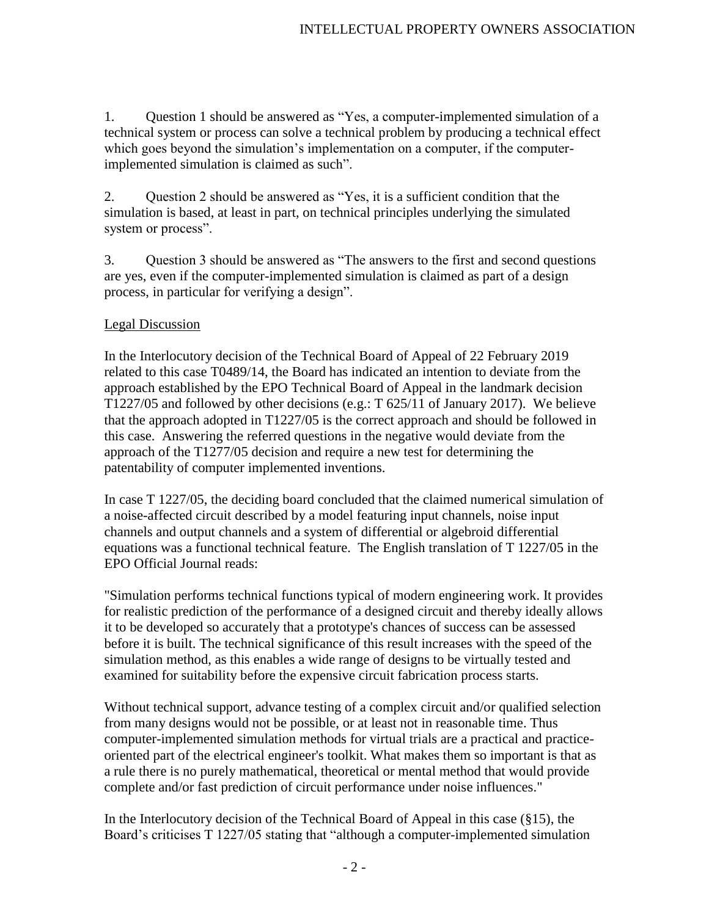1. Question 1 should be answered as "Yes, a computer-implemented simulation of a technical system or process can solve a technical problem by producing a technical effect which goes beyond the simulation's implementation on a computer, if the computer-implemented simulation is claimed as such".

2. Question 2 should be answered as "Yes, it is a sufficient condition that the simulation is based, at least in part, on technical principles underlying the simulated system or process".

3. Question 3 should be answered as "The answers to the first and second questions are yes, even if the computer-implemented simulation is claimed as part of a design process, in particular for verifying a design".

Legal Discussion

In the Interlocutory decision of the Technical Board of Appeal of 22 February 2019 related to this case T0489/14, the Board has indicated an intention to deviate from the approach established by the EPO Technical Board of Appeal in the landmark decision T1227/05 and followed by other decisions (e.g.: T 625/11 of January 2017). We believe that the approach adopted in T1227/05 is the correct approach and should be followed in this case. Answering the referred questions in the negative would deviate from the approach of the T1277/05 decision and require a new test for determining the patentability of computer implemented inventions.

In case T 1227/05, the deciding board concluded that the claimed numerical simulation of a noise-affected circuit described by a model featuring input channels, noise input channels and output channels and a system of differential or algebroid differential equations was a functional technical feature. The English translation of T 1227/05 in the EPO Official Journal reads:

"Simulation performs technical functions typical of modern engineering work. It provides for realistic prediction of the performance of a designed circuit and thereby ideally allows it to be developed so accurately that a prototype's chances of success can be assessed before it is built. The technical significance of this result increases with the speed of the simulation method, as this enables a wide range of designs to be virtually tested and examined for suitability before the expensive circuit fabrication process starts.

Without technical support, advance testing of a complex circuit and/or qualified selection from many designs would not be possible, or at least not in reasonable time. Thus computer-implemented simulation methods for virtual trials are a practical and practice-oriented part of the electrical engineer's toolkit. What makes them so important is that as a rule there is no purely mathematical, theoretical or mental method that would provide complete and/or fast prediction of circuit performance under noise influences."

In the Interlocutory decision of the Technical Board of Appeal in this case (§15), the Board's criticises T 1227/05 stating that "although a computer-implemented simulation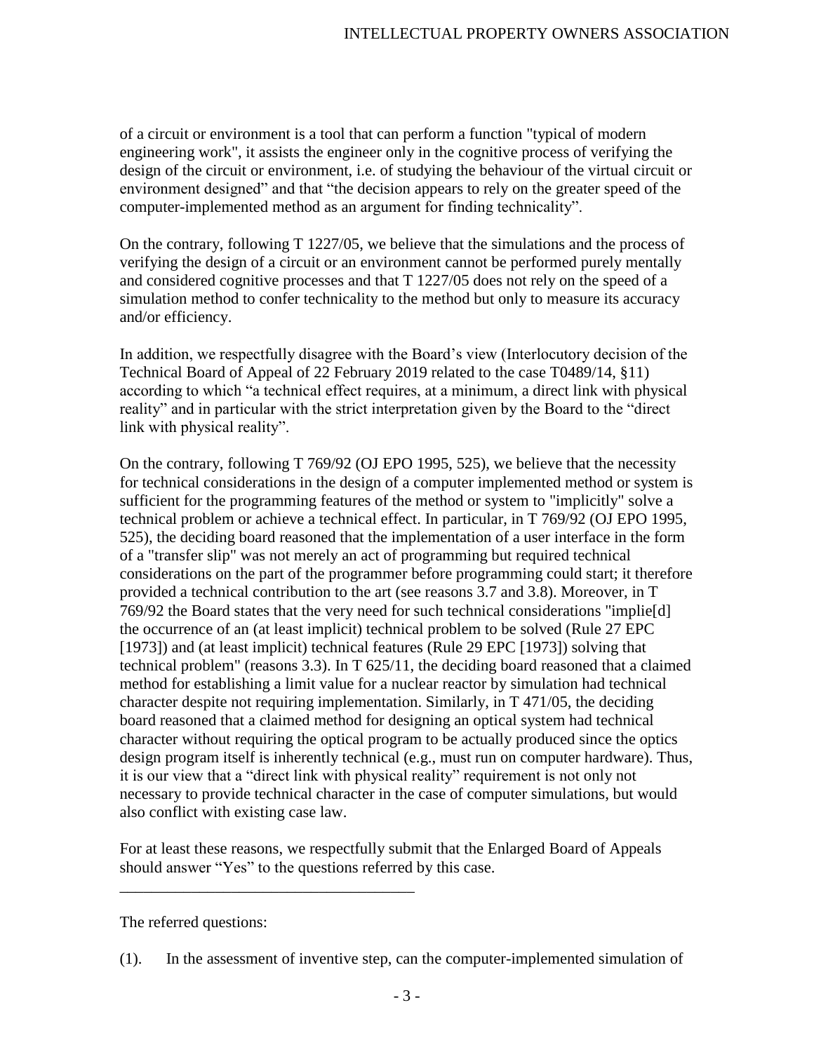of a circuit or environment is a tool that can perform a function "typical of modern engineering work", it assists the engineer only in the cognitive process of verifying the design of the circuit or environment, i.e. of studying the behaviour of the virtual circuit or environment designed" and that "the decision appears to rely on the greater speed of the computer-implemented method as an argument for finding technicality".

On the contrary, following T 1227/05, we believe that the simulations and the process of verifying the design of a circuit or an environment cannot be performed purely mentally and considered cognitive processes and that T 1227/05 does not rely on the speed of a simulation method to confer technicality to the method but only to measure its accuracy and/or efficiency.

In addition, we respectfully disagree with the Board's view (Interlocutory decision of the Technical Board of Appeal of 22 February 2019 related to the case T0489/14, §11) according to which "a technical effect requires, at a minimum, a direct link with physical reality" and in particular with the strict interpretation given by the Board to the "direct link with physical reality".

On the contrary, following T 769/92 (OJ EPO 1995, 525), we believe that the necessity for technical considerations in the design of a computer implemented method or system is sufficient for the programming features of the method or system to "implicitly" solve a technical problem or achieve a technical effect. In particular, in T 769/92 (OJ EPO 1995, 525), the deciding board reasoned that the implementation of a user interface in the form of a "transfer slip" was not merely an act of programming but required technical considerations on the part of the programmer before programming could start; it therefore provided a technical contribution to the art (see reasons 3.7 and 3.8). Moreover, in T 769/92 the Board states that the very need for such technical considerations "implie[d] the occurrence of an (at least implicit) technical problem to be solved (Rule 27 EPC [1973]) and (at least implicit) technical features (Rule 29 EPC [1973]) solving that technical problem" (reasons 3.3). In T 625/11, the deciding board reasoned that a claimed method for establishing a limit value for a nuclear reactor by simulation had technical character despite not requiring implementation. Similarly, in T 471/05, the deciding board reasoned that a claimed method for designing an optical system had technical character without requiring the optical program to be actually produced since the optics design program itself is inherently technical (e.g., must run on computer hardware). Thus, it is our view that a "direct link with physical reality" requirement is not only not necessary to provide technical character in the case of computer simulations, but would also conflict with existing case law.

For at least these reasons, we respectfully submit that the Enlarged Board of Appeals should answer "Yes" to the questions referred by this case.

---

The referred questions:

(1). In the assessment of inventive step, can the computer-implemented simulation of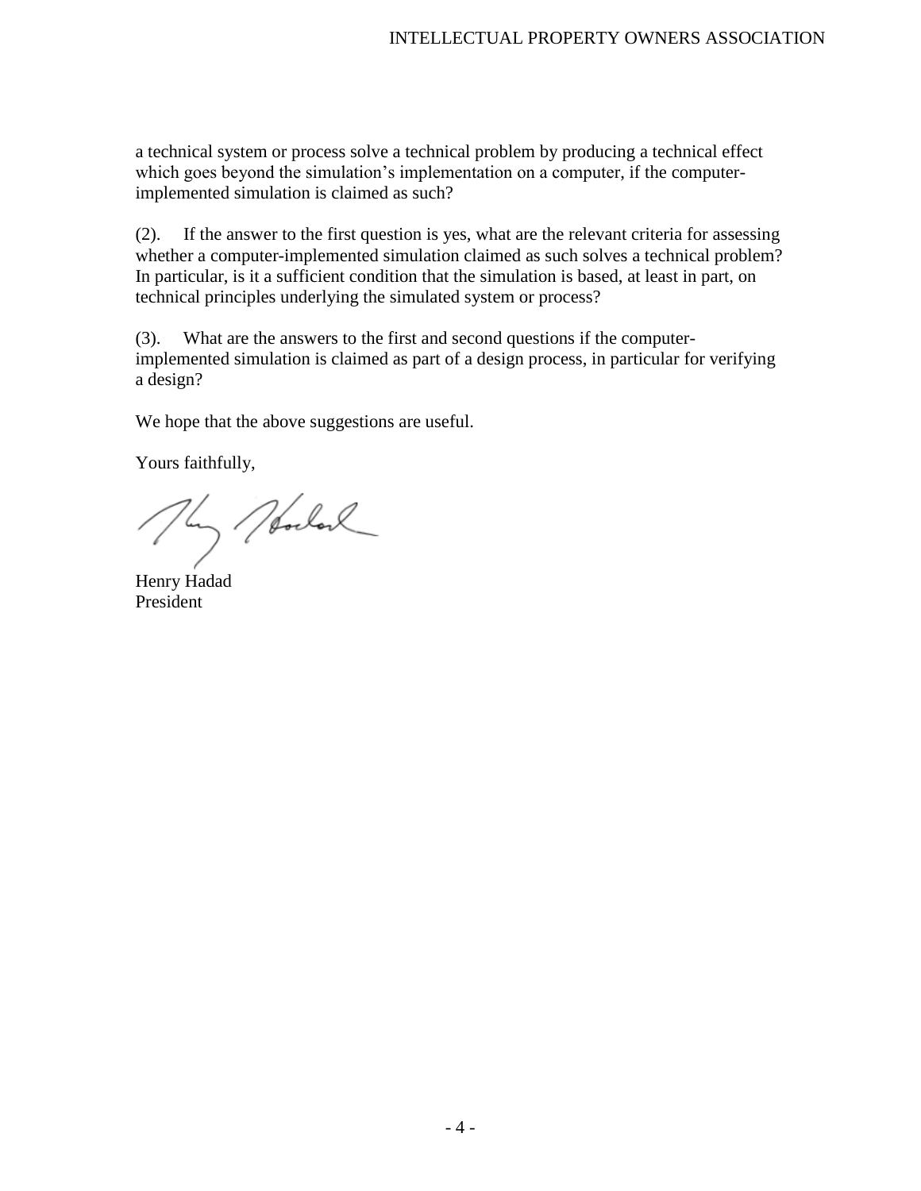a technical system or process solve a technical problem by producing a technical effect which goes beyond the simulation's implementation on a computer, if the computer-implemented simulation is claimed as such?

(2). If the answer to the first question is yes, what are the relevant criteria for assessing whether a computer-implemented simulation claimed as such solves a technical problem? In particular, is it a sufficient condition that the simulation is based, at least in part, on technical principles underlying the simulated system or process?

(3). What are the answers to the first and second questions if the computer-implemented simulation is claimed as part of a design process, in particular for verifying a design?

We hope that the above suggestions are useful.

Yours faithfully,

Henry Hadad
President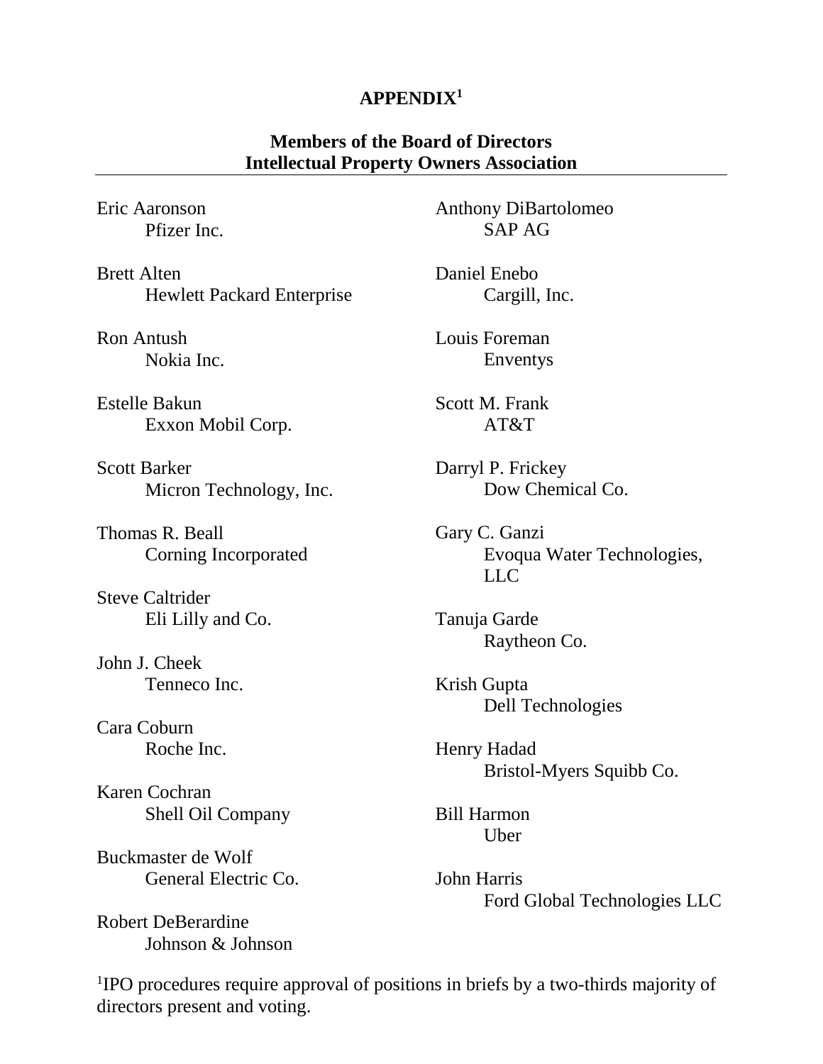# APPENDIX[1]

## Members of the Board of Directors
## Intellectual Property Owners Association

Eric Aaronson
Pfizer Inc.

Brett Alten
Hewlett Packard Enterprise

Ron Antush
Nokia Inc.

Estelle Bakun
Exxon Mobil Corp.

Scott Barker
Micron Technology, Inc.

Thomas R. Beall
Corning Incorporated

Steve Caltrider
Eli Lilly and Co.

John J. Cheek
Tenneco Inc.

Cara Coburn
Roche Inc.

Karen Cochran
Shell Oil Company

Buckmaster de Wolf
General Electric Co.

Robert DeBerardine
Johnson & Johnson

Anthony DiBartolomeo
SAP AG

Daniel Enebo
Cargill, Inc.

Louis Foreman
Enventys

Scott M. Frank
AT&T

Darryl P. Frickey
Dow Chemical Co.

Gary C. Ganzi
Evoqua Water Technologies, LLC

Tanuja Garde
Raytheon Co.

Krish Gupta
Dell Technologies

Henry Hadad
Bristol-Myers Squibb Co.

Bill Harmon
Uber

John Harris
Ford Global Technologies LLC

[1]IPO procedures require approval of positions in briefs by a two-thirds majority of directors present and voting.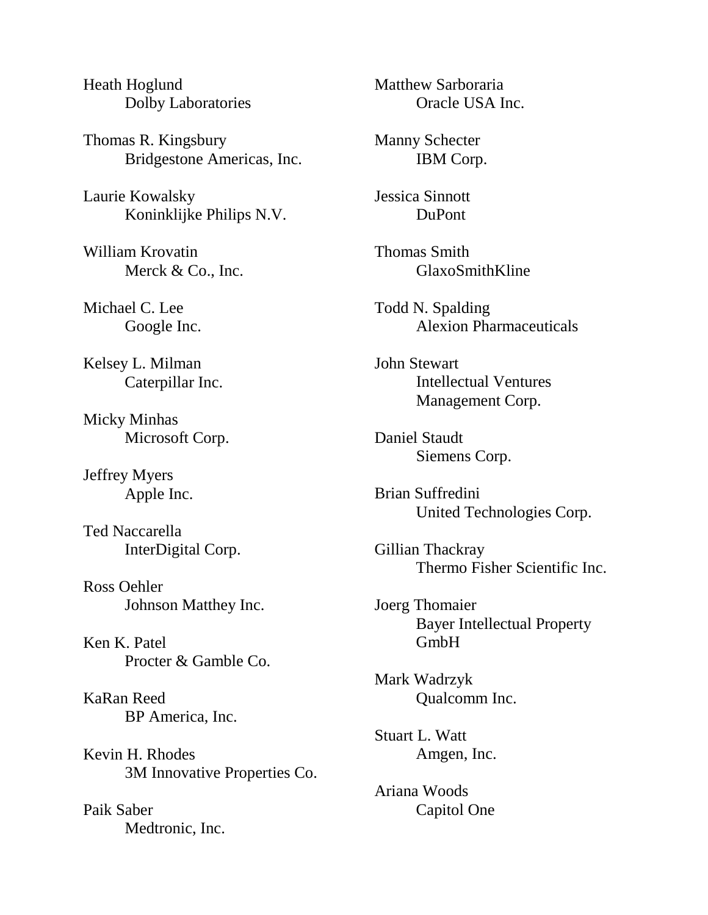Heath Hoglund
Dolby Laboratories

Thomas R. Kingsbury
Bridgestone Americas, Inc.

Laurie Kowalsky
Koninklijke Philips N.V.

William Krovatin
Merck & Co., Inc.

Michael C. Lee
Google Inc.

Kelsey L. Milman
Caterpillar Inc.

Micky Minhas
Microsoft Corp.

Jeffrey Myers
Apple Inc.

Ted Naccarella
InterDigital Corp.

Ross Oehler
Johnson Matthey Inc.

Ken K. Patel
Procter & Gamble Co.

KaRan Reed
BP America, Inc.

Kevin H. Rhodes
3M Innovative Properties Co.

Paik Saber
Medtronic, Inc.

Matthew Sarboraria
Oracle USA Inc.

Manny Schecter
IBM Corp.

Jessica Sinnott
DuPont

Thomas Smith
GlaxoSmithKline

Todd N. Spalding
Alexion Pharmaceuticals

John Stewart
Intellectual Ventures Management Corp.

Daniel Staudt
Siemens Corp.

Brian Suffredini
United Technologies Corp.

Gillian Thackray
Thermo Fisher Scientific Inc.

Joerg Thomaier
Bayer Intellectual Property GmbH

Mark Wadrzyk
Qualcomm Inc.

Stuart L. Watt
Amgen, Inc.

Ariana Woods
Capitol One